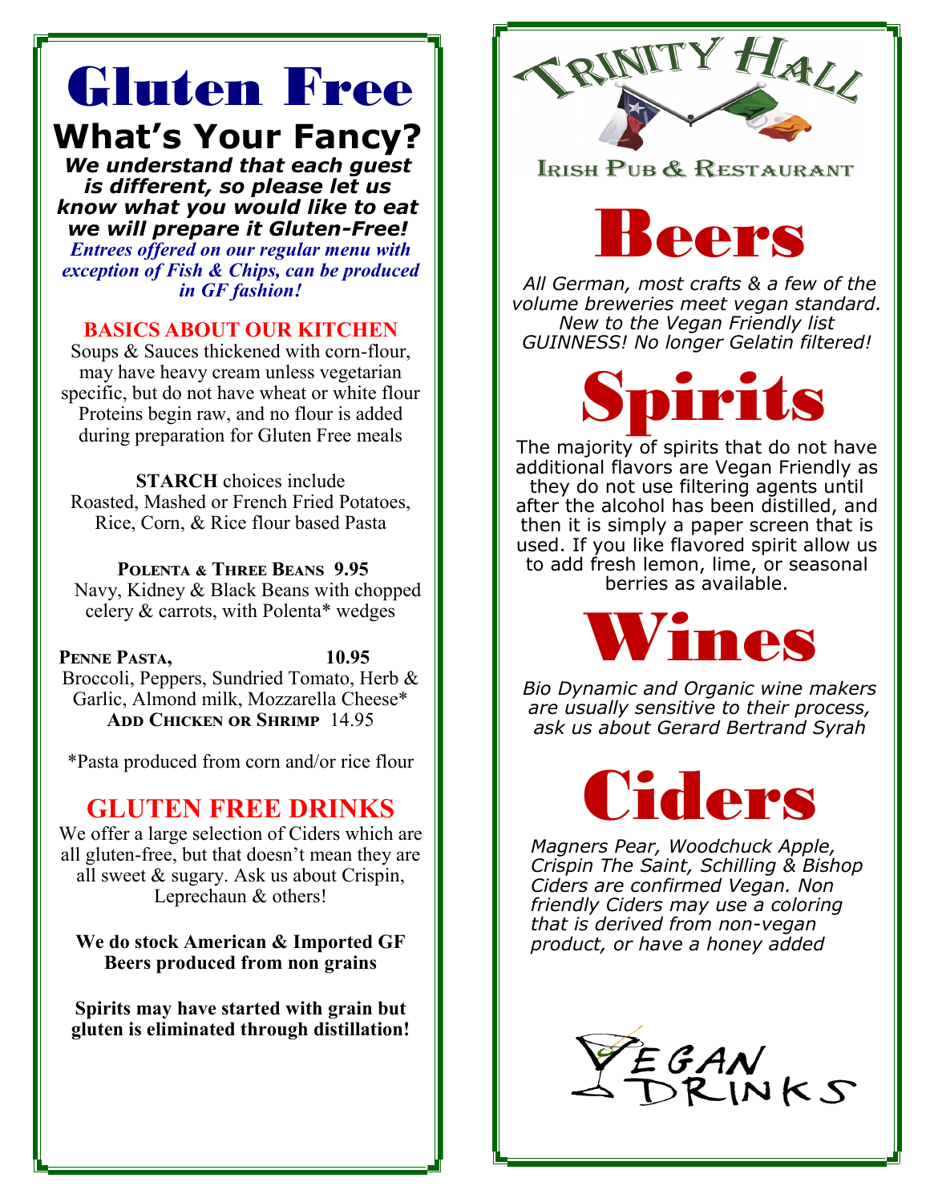# Gluten Free

## What's Your Fancy?

***We understand that each guest is different, so please let us know what you would like to eat we will prepare it Gluten-Free!***

*Entrees offered on our regular menu with exception of Fish & Chips, can be produced in GF fashion!*

### BASICS ABOUT OUR KITCHEN

Soups & Sauces thickened with corn-flour, may have heavy cream unless vegetarian specific, but do not have wheat or white flour

Proteins begin raw, and no flour is added during preparation for Gluten Free meals

**STARCH** choices include Roasted, Mashed or French Fried Potatoes, Rice, Corn, & Rice flour based Pasta

**Polenta & Three Beans 9.95**
Navy, Kidney & Black Beans with chopped celery & carrots, with Polenta* wedges

**Penne Pasta, 10.95**
Broccoli, Peppers, Sundried Tomato, Herb & Garlic, Almond milk, Mozzarella Cheese*
**Add Chicken or Shrimp** 14.95

*Pasta produced from corn and/or rice flour

### GLUTEN FREE DRINKS

We offer a large selection of Ciders which are all gluten-free, but that doesn't mean they are all sweet & sugary. Ask us about Crispin, Leprechaun & others!

**We do stock American & Imported GF Beers produced from non grains**

**Spirits may have started with grain but gluten is eliminated through distillation!**

# Trinity Hall

Irish Pub & Restaurant

## Beers

*All German, most crafts & a few of the volume breweries meet vegan standard. New to the Vegan Friendly list GUINNESS! No longer Gelatin filtered!*

## Spirits

The majority of spirits that do not have additional flavors are Vegan Friendly as they do not use filtering agents until after the alcohol has been distilled, and then it is simply a paper screen that is used. If you like flavored spirit allow us to add fresh lemon, lime, or seasonal berries as available.

## Wines

*Bio Dynamic and Organic wine makers are usually sensitive to their process, ask us about Gerard Bertrand Syrah*

## Ciders

*Magners Pear, Woodchuck Apple, Crispin The Saint, Schilling & Bishop Ciders are confirmed Vegan. Non friendly Ciders may use a coloring that is derived from non-vegan product, or have a honey added*

Vegan Drinks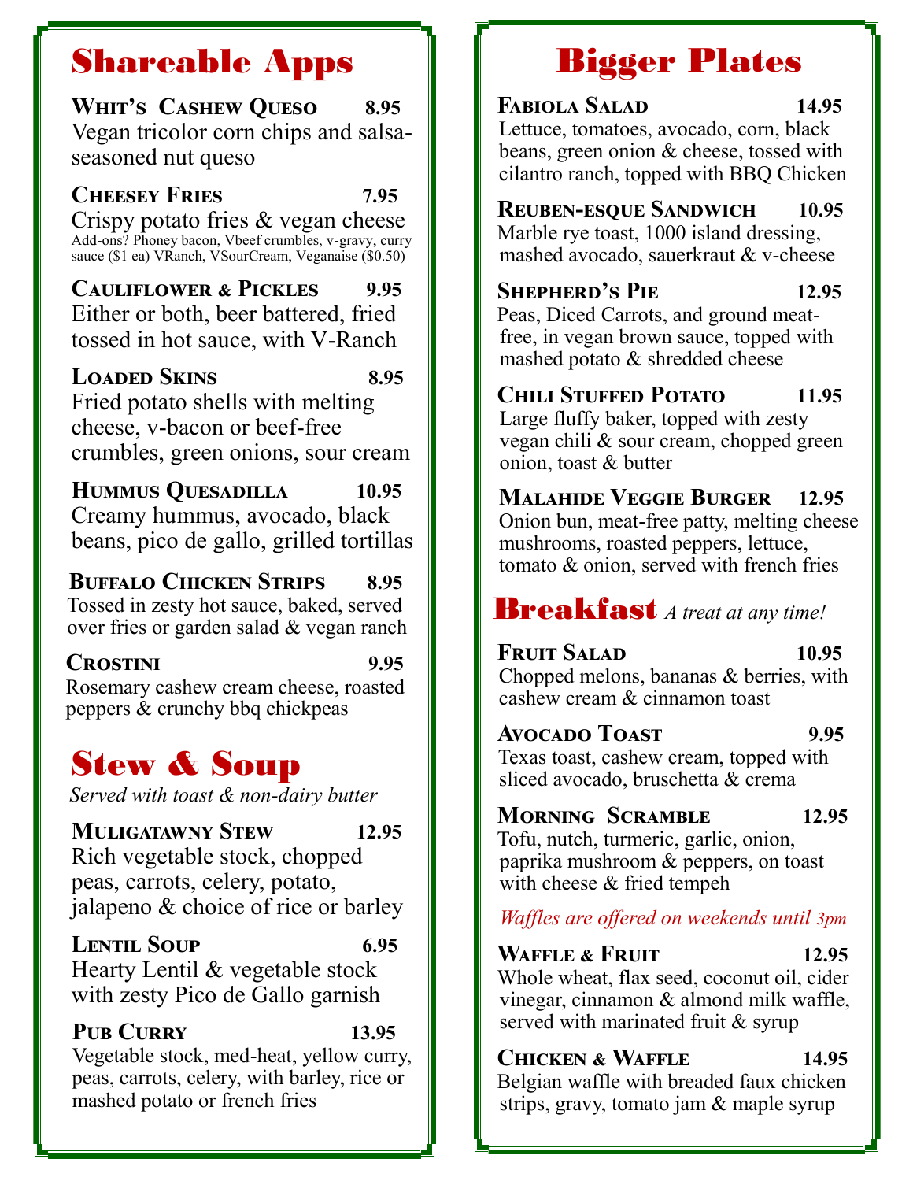# Shareable Apps

**Whit's Cashew Queso** 8.95
Vegan tricolor corn chips and salsa-seasoned nut queso

**Cheesey Fries** 7.95
Crispy potato fries & vegan cheese
Add-ons? Phoney bacon, Vbeef crumbles, v-gravy, curry sauce ($1 ea) VRanch, VSourCream, Veganaise ($0.50)

**Cauliflower & Pickles** 9.95
Either or both, beer battered, fried tossed in hot sauce, with V-Ranch

**Loaded Skins** 8.95
Fried potato shells with melting cheese, v-bacon or beef-free crumbles, green onions, sour cream

**Hummus Quesadilla** 10.95
Creamy hummus, avocado, black beans, pico de gallo, grilled tortillas

**Buffalo Chicken Strips** 8.95
Tossed in zesty hot sauce, baked, served over fries or garden salad & vegan ranch

**Crostini** 9.95
Rosemary cashew cream cheese, roasted peppers & crunchy bbq chickpeas

# Stew & Soup

*Served with toast & non-dairy butter*

**Muligatawny Stew** 12.95
Rich vegetable stock, chopped peas, carrots, celery, potato, jalapeno & choice of rice or barley

**Lentil Soup** 6.95
Hearty Lentil & vegetable stock with zesty Pico de Gallo garnish

**Pub Curry** 13.95
Vegetable stock, med-heat, yellow curry, peas, carrots, celery, with barley, rice or mashed potato or french fries

# Bigger Plates

**Fabiola Salad** 14.95
Lettuce, tomatoes, avocado, corn, black beans, green onion & cheese, tossed with cilantro ranch, topped with BBQ Chicken

**Reuben-esque Sandwich** 10.95
Marble rye toast, 1000 island dressing, mashed avocado, sauerkraut & v-cheese

**Shepherd's Pie** 12.95
Peas, Diced Carrots, and ground meat-free, in vegan brown sauce, topped with mashed potato & shredded cheese

**Chili Stuffed Potato** 11.95
Large fluffy baker, topped with zesty vegan chili & sour cream, chopped green onion, toast & butter

**Malahide Veggie Burger** 12.95
Onion bun, meat-free patty, melting cheese mushrooms, roasted peppers, lettuce, tomato & onion, served with french fries

# Breakfast *A treat at any time!*

**Fruit Salad** 10.95
Chopped melons, bananas & berries, with cashew cream & cinnamon toast

**Avocado Toast** 9.95
Texas toast, cashew cream, topped with sliced avocado, bruschetta & crema

**Morning Scramble** 12.95
Tofu, nutch, turmeric, garlic, onion, paprika mushroom & peppers, on toast with cheese & fried tempeh

*Waffles are offered on weekends until 3pm*

**Waffle & Fruit** 12.95
Whole wheat, flax seed, coconut oil, cider vinegar, cinnamon & almond milk waffle, served with marinated fruit & syrup

**Chicken & Waffle** 14.95
Belgian waffle with breaded faux chicken strips, gravy, tomato jam & maple syrup